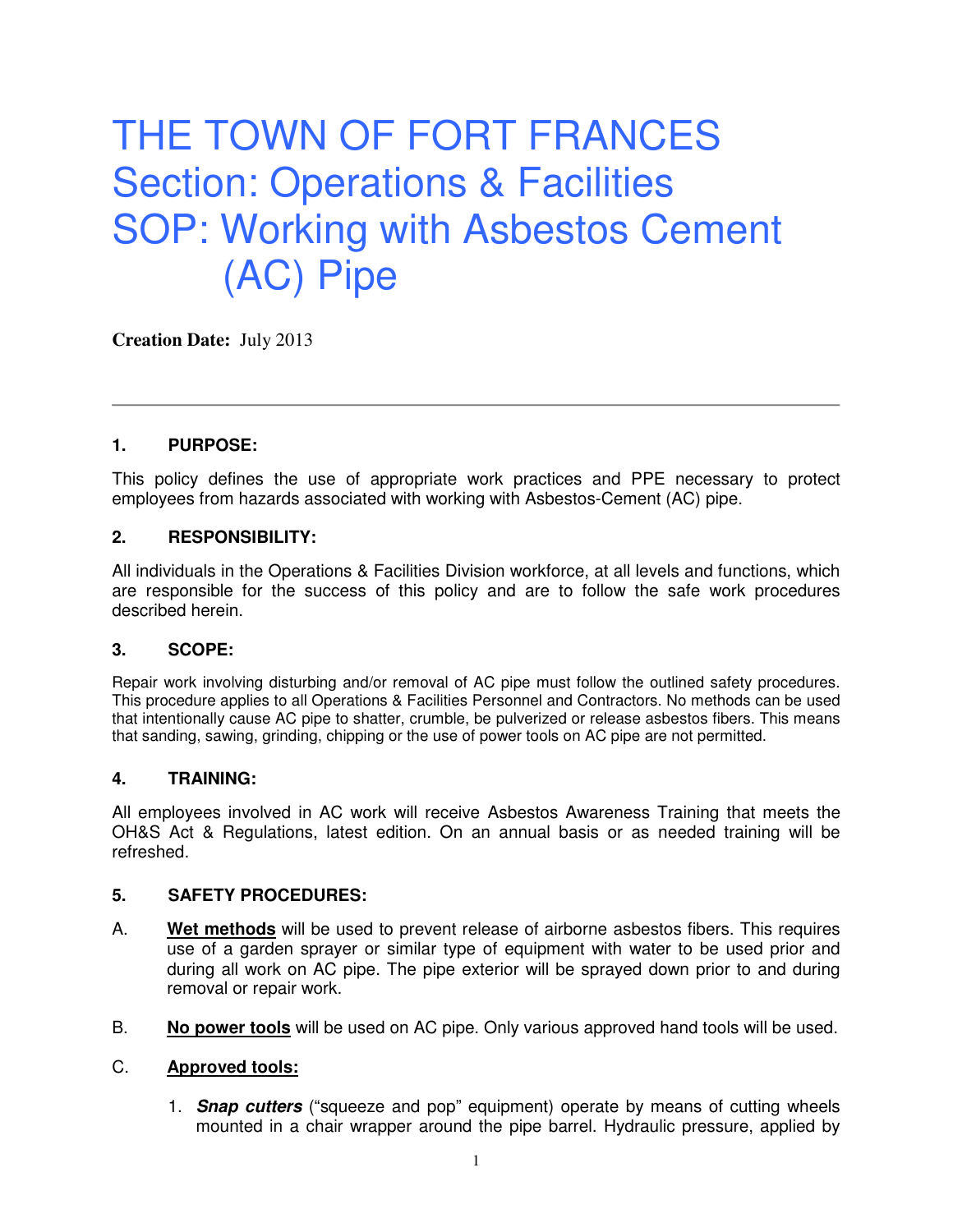# THE TOWN OF FORT FRANCES
# Section: Operations & Facilities
# SOP: Working with Asbestos Cement (AC) Pipe

**Creation Date:** July 2013

---

### 1. PURPOSE:

This policy defines the use of appropriate work practices and PPE necessary to protect employees from hazards associated with working with Asbestos-Cement (AC) pipe.

### 2. RESPONSIBILITY:

All individuals in the Operations & Facilities Division workforce, at all levels and functions, which are responsible for the success of this policy and are to follow the safe work procedures described herein.

### 3. SCOPE:

Repair work involving disturbing and/or removal of AC pipe must follow the outlined safety procedures. This procedure applies to all Operations & Facilities Personnel and Contractors. No methods can be used that intentionally cause AC pipe to shatter, crumble, be pulverized or release asbestos fibers. This means that sanding, sawing, grinding, chipping or the use of power tools on AC pipe are not permitted.

### 4. TRAINING:

All employees involved in AC work will receive Asbestos Awareness Training that meets the OH&S Act & Regulations, latest edition. On an annual basis or as needed training will be refreshed.

### 5. SAFETY PROCEDURES:

A. **Wet methods** will be used to prevent release of airborne asbestos fibers. This requires use of a garden sprayer or similar type of equipment with water to be used prior and during all work on AC pipe. The pipe exterior will be sprayed down prior to and during removal or repair work.

B. **No power tools** will be used on AC pipe. Only various approved hand tools will be used.

C. **Approved tools:**

1. ***Snap cutters*** ("squeeze and pop" equipment) operate by means of cutting wheels mounted in a chair wrapper around the pipe barrel. Hydraulic pressure, applied by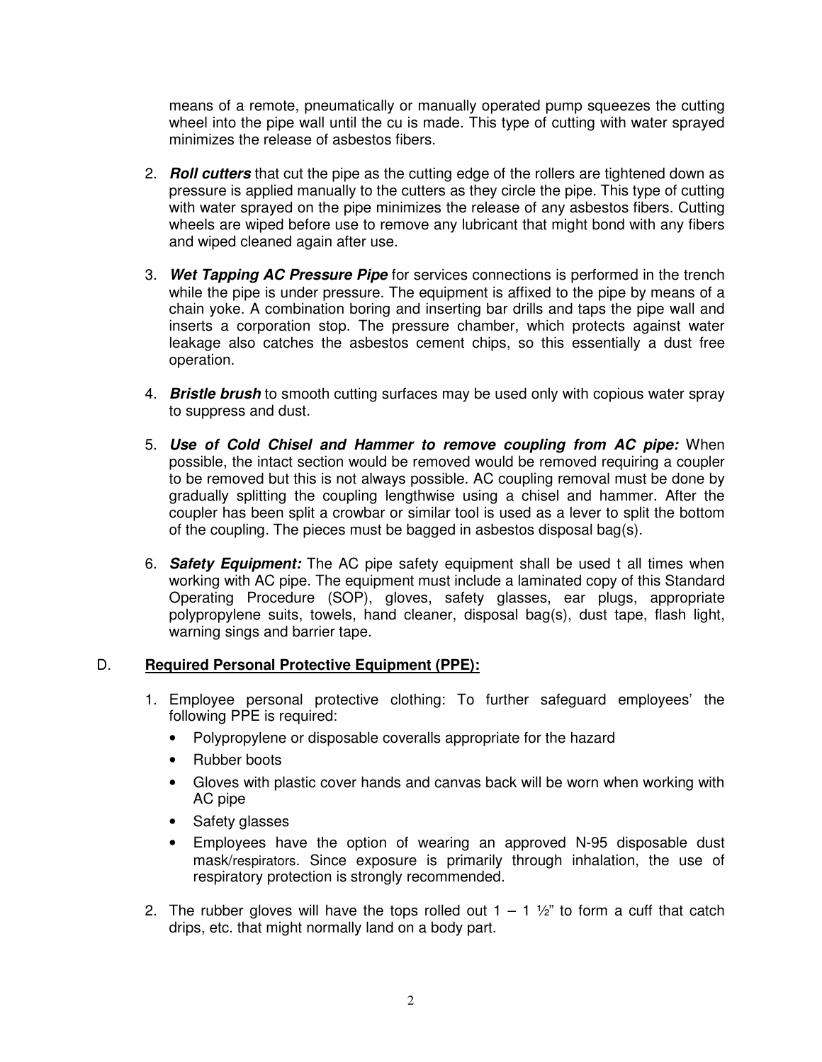means of a remote, pneumatically or manually operated pump squeezes the cutting wheel into the pipe wall until the cu is made. This type of cutting with water sprayed minimizes the release of asbestos fibers.

2. ***Roll cutters*** that cut the pipe as the cutting edge of the rollers are tightened down as pressure is applied manually to the cutters as they circle the pipe. This type of cutting with water sprayed on the pipe minimizes the release of any asbestos fibers. Cutting wheels are wiped before use to remove any lubricant that might bond with any fibers and wiped cleaned again after use.

3. ***Wet Tapping AC Pressure Pipe*** for services connections is performed in the trench while the pipe is under pressure. The equipment is affixed to the pipe by means of a chain yoke. A combination boring and inserting bar drills and taps the pipe wall and inserts a corporation stop. The pressure chamber, which protects against water leakage also catches the asbestos cement chips, so this essentially a dust free operation.

4. ***Bristle brush*** to smooth cutting surfaces may be used only with copious water spray to suppress and dust.

5. ***Use of Cold Chisel and Hammer to remove coupling from AC pipe:*** When possible, the intact section would be removed would be removed requiring a coupler to be removed but this is not always possible. AC coupling removal must be done by gradually splitting the coupling lengthwise using a chisel and hammer. After the coupler has been split a crowbar or similar tool is used as a lever to split the bottom of the coupling. The pieces must be bagged in asbestos disposal bag(s).

6. ***Safety Equipment:*** The AC pipe safety equipment shall be used t all times when working with AC pipe. The equipment must include a laminated copy of this Standard Operating Procedure (SOP), gloves, safety glasses, ear plugs, appropriate polypropylene suits, towels, hand cleaner, disposal bag(s), dust tape, flash light, warning sings and barrier tape.

## D. **Required Personal Protective Equipment (PPE):**

1. Employee personal protective clothing: To further safeguard employees' the following PPE is required:
   - Polypropylene or disposable coveralls appropriate for the hazard
   - Rubber boots
   - Gloves with plastic cover hands and canvas back will be worn when working with AC pipe
   - Safety glasses
   - Employees have the option of wearing an approved N-95 disposable dust mask/respirators. Since exposure is primarily through inhalation, the use of respiratory protection is strongly recommended.

2. The rubber gloves will have the tops rolled out 1 – 1 ½" to form a cuff that catch drips, etc. that might normally land on a body part.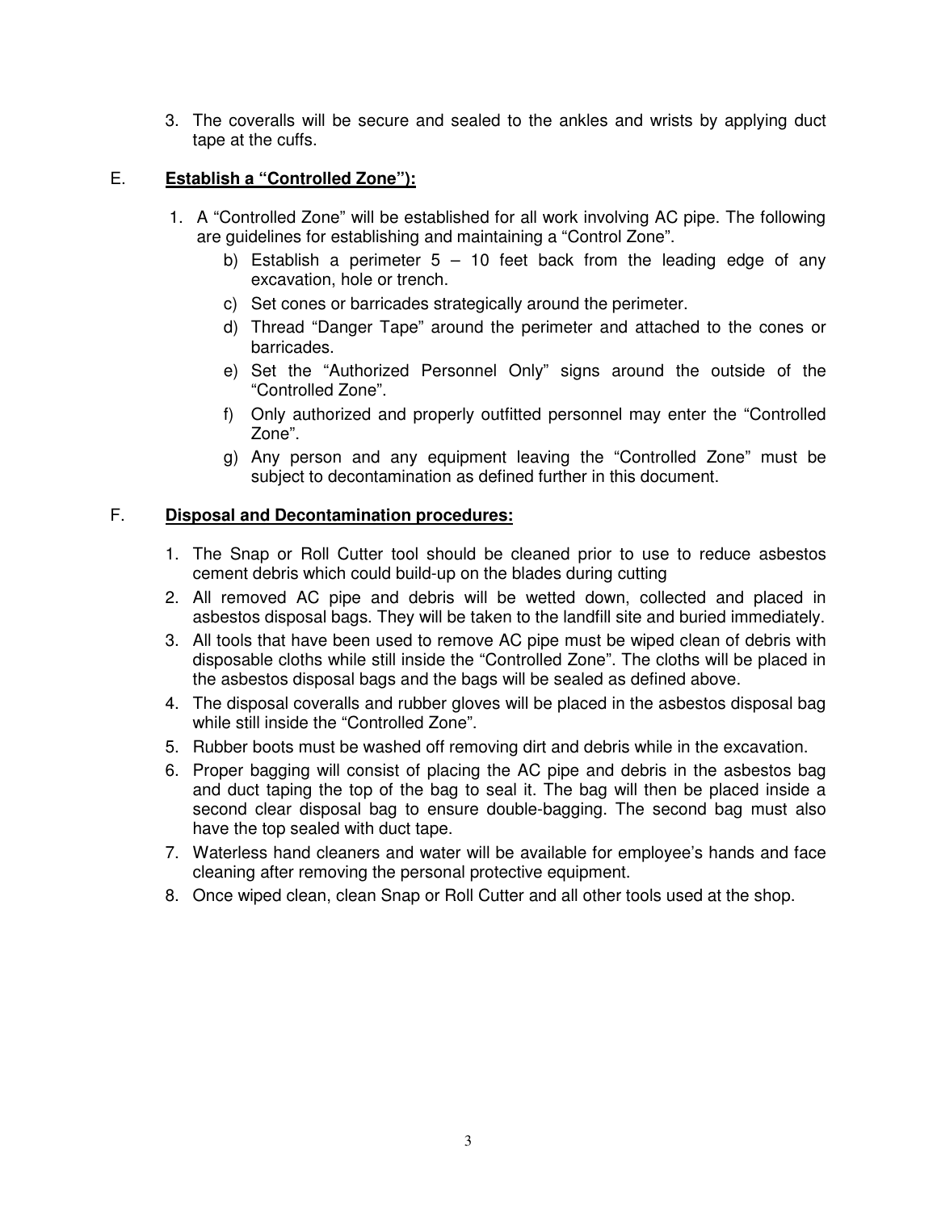3. The coveralls will be secure and sealed to the ankles and wrists by applying duct tape at the cuffs.

## E. **Establish a "Controlled Zone"):**

1. A "Controlled Zone" will be established for all work involving AC pipe. The following are guidelines for establishing and maintaining a "Control Zone".
   b) Establish a perimeter 5 – 10 feet back from the leading edge of any excavation, hole or trench.
   c) Set cones or barricades strategically around the perimeter.
   d) Thread "Danger Tape" around the perimeter and attached to the cones or barricades.
   e) Set the "Authorized Personnel Only" signs around the outside of the "Controlled Zone".
   f) Only authorized and properly outfitted personnel may enter the "Controlled Zone".
   g) Any person and any equipment leaving the "Controlled Zone" must be subject to decontamination as defined further in this document.

## F. **Disposal and Decontamination procedures:**

1. The Snap or Roll Cutter tool should be cleaned prior to use to reduce asbestos cement debris which could build-up on the blades during cutting
2. All removed AC pipe and debris will be wetted down, collected and placed in asbestos disposal bags. They will be taken to the landfill site and buried immediately.
3. All tools that have been used to remove AC pipe must be wiped clean of debris with disposable cloths while still inside the "Controlled Zone". The cloths will be placed in the asbestos disposal bags and the bags will be sealed as defined above.
4. The disposal coveralls and rubber gloves will be placed in the asbestos disposal bag while still inside the "Controlled Zone".
5. Rubber boots must be washed off removing dirt and debris while in the excavation.
6. Proper bagging will consist of placing the AC pipe and debris in the asbestos bag and duct taping the top of the bag to seal it. The bag will then be placed inside a second clear disposal bag to ensure double-bagging. The second bag must also have the top sealed with duct tape.
7. Waterless hand cleaners and water will be available for employee's hands and face cleaning after removing the personal protective equipment.
8. Once wiped clean, clean Snap or Roll Cutter and all other tools used at the shop.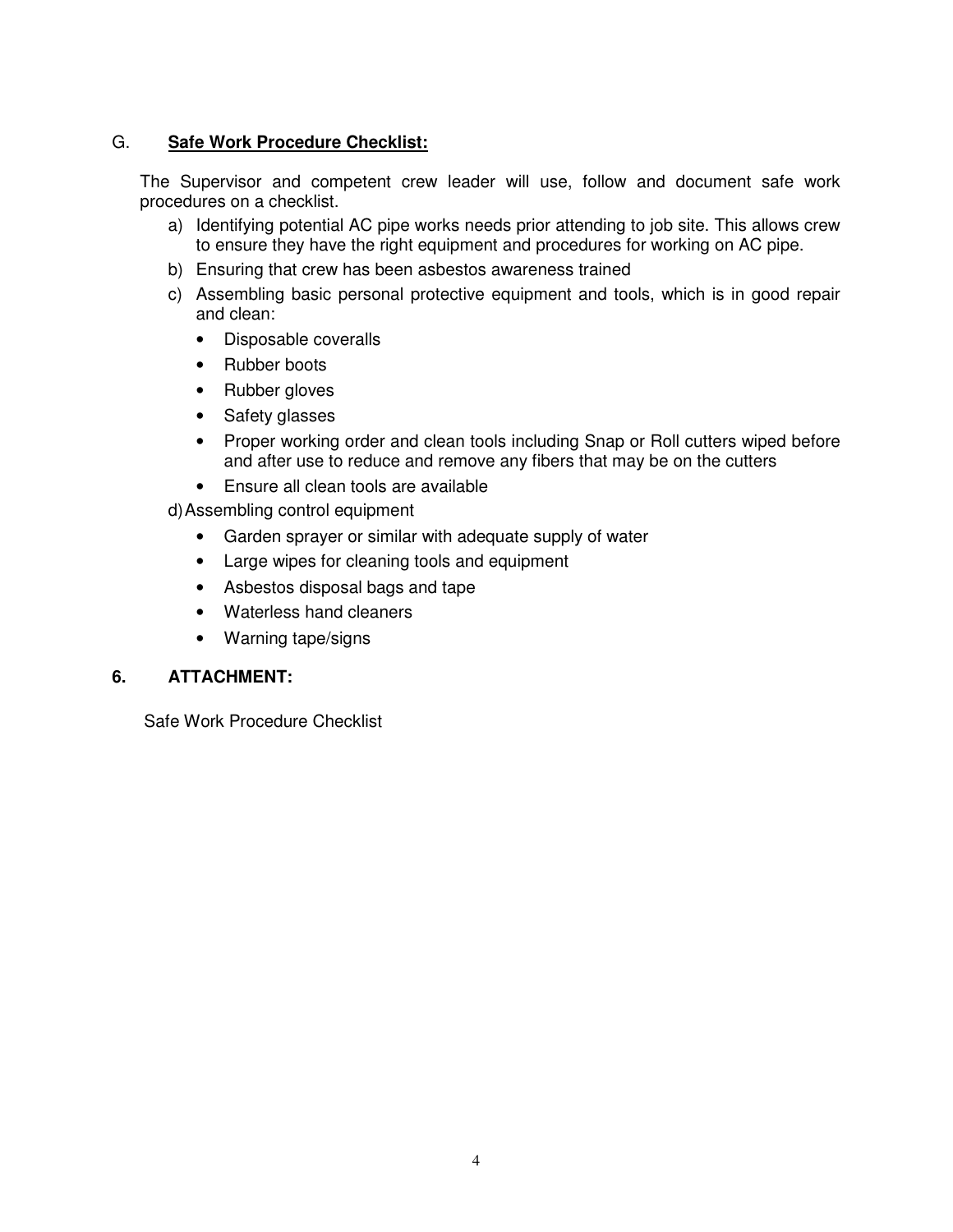### G. **Safe Work Procedure Checklist:**

The Supervisor and competent crew leader will use, follow and document safe work procedures on a checklist.

a) Identifying potential AC pipe works needs prior attending to job site. This allows crew to ensure they have the right equipment and procedures for working on AC pipe.

b) Ensuring that crew has been asbestos awareness trained

c) Assembling basic personal protective equipment and tools, which is in good repair and clean:

- Disposable coveralls
- Rubber boots
- Rubber gloves
- Safety glasses
- Proper working order and clean tools including Snap or Roll cutters wiped before and after use to reduce and remove any fibers that may be on the cutters
- Ensure all clean tools are available

d) Assembling control equipment

- Garden sprayer or similar with adequate supply of water
- Large wipes for cleaning tools and equipment
- Asbestos disposal bags and tape
- Waterless hand cleaners
- Warning tape/signs

## 6. ATTACHMENT:

Safe Work Procedure Checklist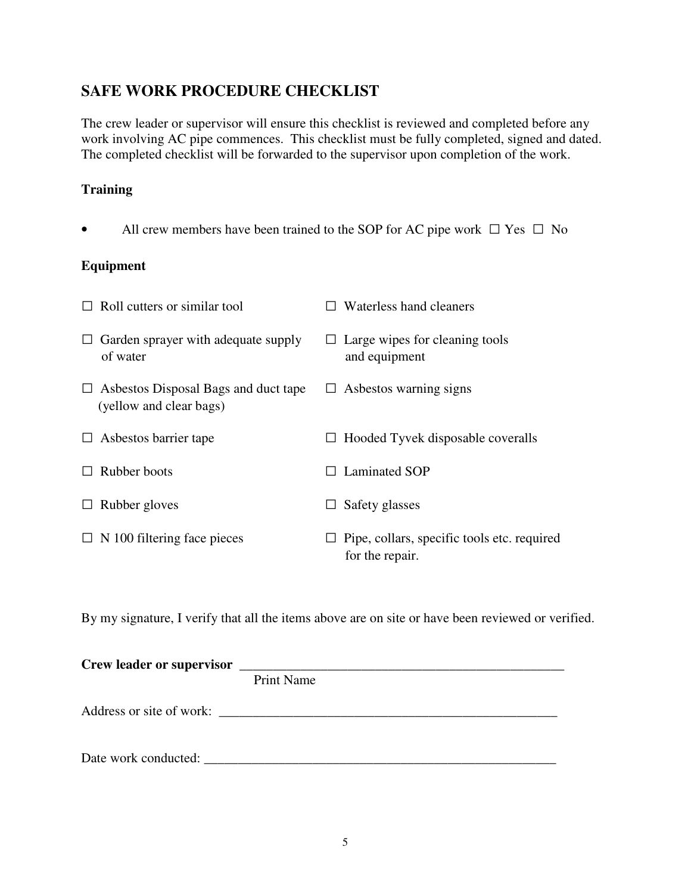## SAFE WORK PROCEDURE CHECKLIST

The crew leader or supervisor will ensure this checklist is reviewed and completed before any work involving AC pipe commences. This checklist must be fully completed, signed and dated. The completed checklist will be forwarded to the supervisor upon completion of the work.

### Training

- All crew members have been trained to the SOP for AC pipe work ☐ Yes ☐ No

### Equipment

| | |
|---|---|
| ☐ Roll cutters or similar tool | ☐ Waterless hand cleaners |
| ☐ Garden sprayer with adequate supply of water | ☐ Large wipes for cleaning tools and equipment |
| ☐ Asbestos Disposal Bags and duct tape (yellow and clear bags) | ☐ Asbestos warning signs |
| ☐ Asbestos barrier tape | ☐ Hooded Tyvek disposable coveralls |
| ☐ Rubber boots | ☐ Laminated SOP |
| ☐ Rubber gloves | ☐ Safety glasses |
| ☐ N 100 filtering face pieces | ☐ Pipe, collars, specific tools etc. required for the repair. |

By my signature, I verify that all the items above are on site or have been reviewed or verified.

**Crew leader or supervisor** __________________________________________________
Print Name

Address or site of work: ____________________________________________________

Date work conducted: _______________________________________________________